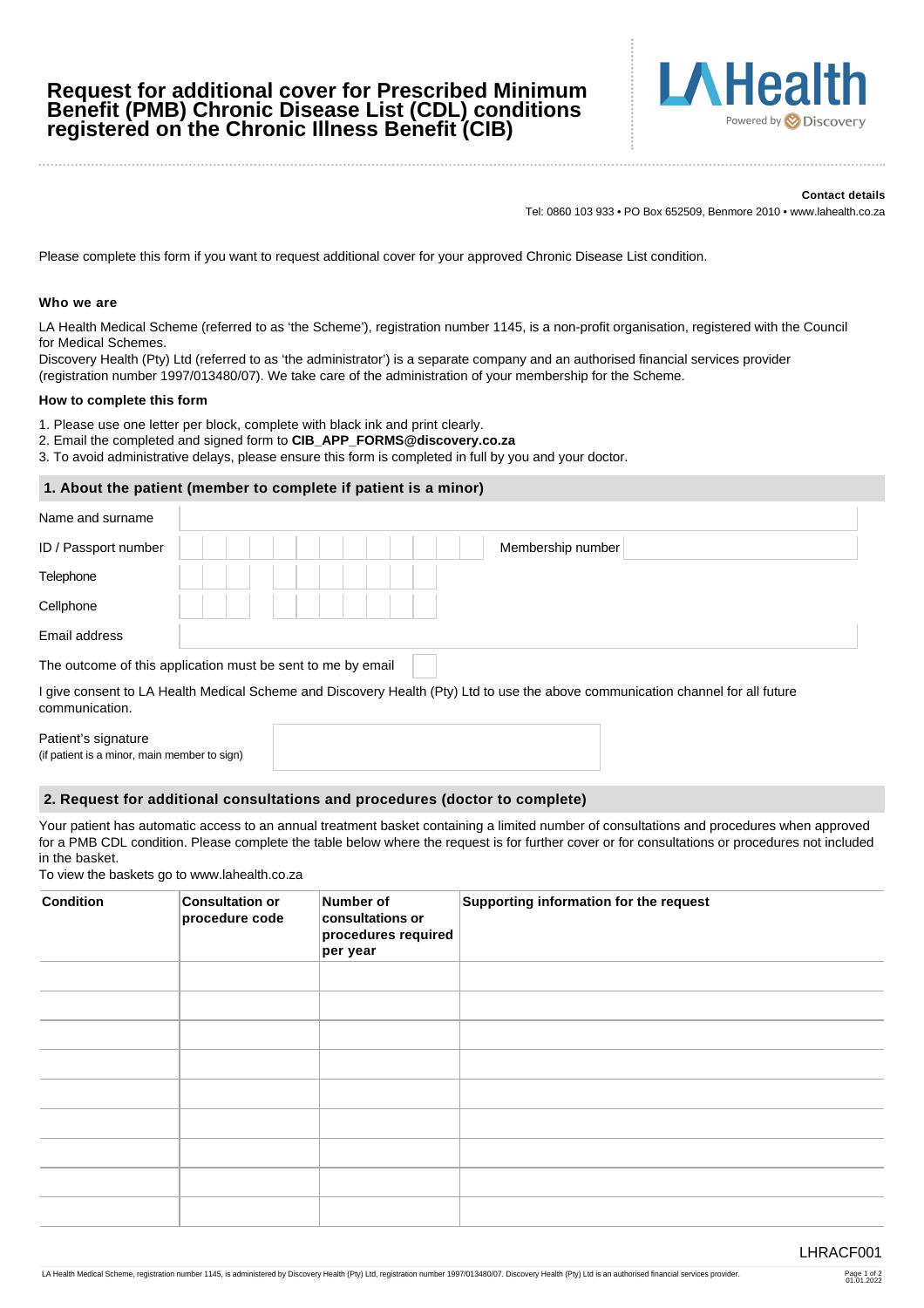# Request for additional cover for Prescribed Minimum Benefit (PMB) Chronic Disease List (CDL) conditions registered on the Chronic Illness Benefit (CIB)

LA Health
Powered by Discovery

**Contact details**

Tel: 0860 103 933 • PO Box 652509, Benmore 2010 • www.lahealth.co.za

Please complete this form if you want to request additional cover for your approved Chronic Disease List condition.

### Who we are

LA Health Medical Scheme (referred to as 'the Scheme'), registration number 1145, is a non-profit organisation, registered with the Council for Medical Schemes.
Discovery Health (Pty) Ltd (referred to as 'the administrator') is a separate company and an authorised financial services provider (registration number 1997/013480/07). We take care of the administration of your membership for the Scheme.

### How to complete this form

1. Please use one letter per block, complete with black ink and print clearly.
2. Email the completed and signed form to **CIB_APP_FORMS@discovery.co.za**
3. To avoid administrative delays, please ensure this form is completed in full by you and your doctor.

## 1. About the patient (member to complete if patient is a minor)

| | | | |
|---|---|---|---|
| Name and surname | | | |
| ID / Passport number | | Membership number | |
| Telephone | | | |
| Cellphone | | | |
| Email address | | | |

The outcome of this application must be sent to me by email ☐

I give consent to LA Health Medical Scheme and Discovery Health (Pty) Ltd to use the above communication channel for all future communication.

Patient's signature
(if patient is a minor, main member to sign)

## 2. Request for additional consultations and procedures (doctor to complete)

Your patient has automatic access to an annual treatment basket containing a limited number of consultations and procedures when approved for a PMB CDL condition. Please complete the table below where the request is for further cover or for consultations or procedures not included in the basket.
To view the baskets go to www.lahealth.co.za

| Condition | Consultation or procedure code | Number of consultations or procedures required per year | Supporting information for the request |
|---|---|---|---|
| | | | |
| | | | |
| | | | |
| | | | |
| | | | |
| | | | |
| | | | |
| | | | |
| | | | |

LHRACF001

LA Health Medical Scheme, registration number 1145, is administered by Discovery Health (Pty) Ltd, registration number 1997/013480/07. Discovery Health (Pty) Ltd is an authorised financial services provider.

01.01.2022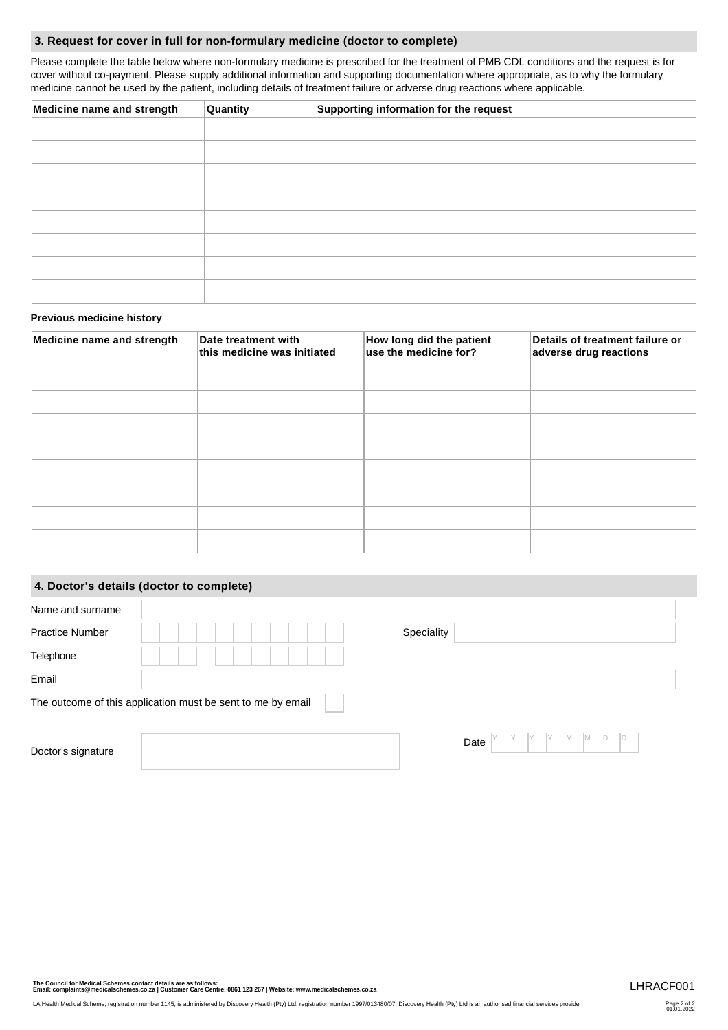## 3. Request for cover in full for non-formulary medicine (doctor to complete)

Please complete the table below where non-formulary medicine is prescribed for the treatment of PMB CDL conditions and the request is for cover without co-payment. Please supply additional information and supporting documentation where appropriate, as to why the formulary medicine cannot be used by the patient, including details of treatment failure or adverse drug reactions where applicable.

| Medicine name and strength | Quantity | Supporting information for the request |
|---|---|---|
| | | |
| | | |
| | | |
| | | |
| | | |
| | | |
| | | |
| | | |

**Previous medicine history**

| Medicine name and strength | Date treatment with this medicine was initiated | How long did the patient use the medicine for? | Details of treatment failure or adverse drug reactions |
|---|---|---|---|
| | | | |
| | | | |
| | | | |
| | | | |
| | | | |
| | | | |
| | | | |
| | | | |

## 4. Doctor's details (doctor to complete)

Name and surname

Practice Number Speciality

Telephone

Email

The outcome of this application must be sent to me by email ☐

Doctor's signature Date Y Y Y Y M M D D

The Council for Medical Schemes contact details are as follows:
Email: complaints@medicalschemes.co.za | Customer Care Centre: 0861 123 267 | Website: www.medicalschemes.co.za

LHRACF001

LA Health Medical Scheme, registration number 1145, is administered by Discovery Health (Pty) Ltd, registration number 1997/013480/07. Discovery Health (Pty) Ltd is an authorised financial services provider.

01.01.2022